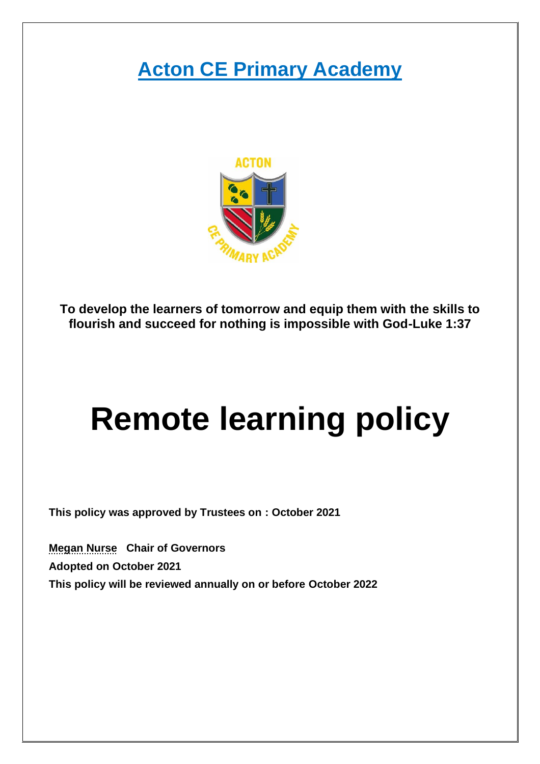# Acton CE Primary Academy

**To develop the learners of tomorrow and equip them with the skills to flourish and succeed for nothing is impossible with God-Luke 1:37**

# Remote learning policy

**This policy was approved by Trustees on : October 2021**

**Megan Nurse Chair of Governors**

**Adopted on October 2021**

**This policy will be reviewed annually on or before October 2022**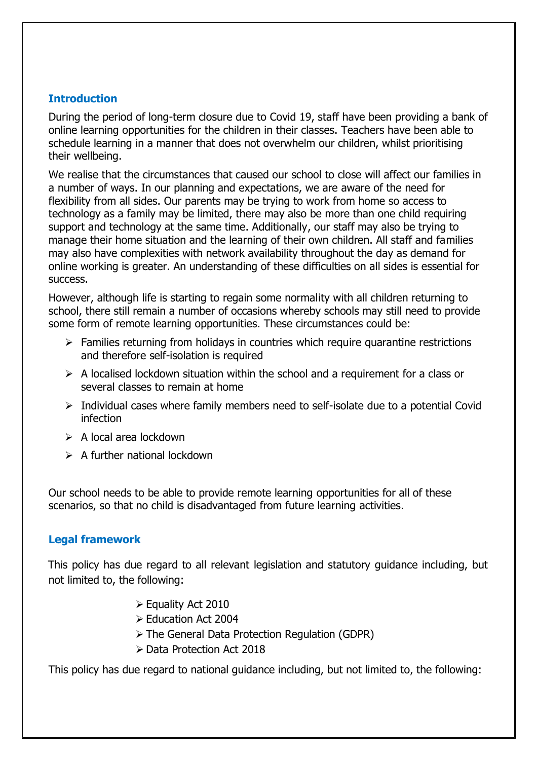## Introduction

During the period of long-term closure due to Covid 19, staff have been providing a bank of online learning opportunities for the children in their classes. Teachers have been able to schedule learning in a manner that does not overwhelm our children, whilst prioritising their wellbeing.

We realise that the circumstances that caused our school to close will affect our families in a number of ways. In our planning and expectations, we are aware of the need for flexibility from all sides. Our parents may be trying to work from home so access to technology as a family may be limited, there may also be more than one child requiring support and technology at the same time. Additionally, our staff may also be trying to manage their home situation and the learning of their own children. All staff and families may also have complexities with network availability throughout the day as demand for online working is greater. An understanding of these difficulties on all sides is essential for success.

However, although life is starting to regain some normality with all children returning to school, there still remain a number of occasions whereby schools may still need to provide some form of remote learning opportunities. These circumstances could be:

- Families returning from holidays in countries which require quarantine restrictions and therefore self-isolation is required
- A localised lockdown situation within the school and a requirement for a class or several classes to remain at home
- Individual cases where family members need to self-isolate due to a potential Covid infection
- A local area lockdown
- A further national lockdown

Our school needs to be able to provide remote learning opportunities for all of these scenarios, so that no child is disadvantaged from future learning activities.

## Legal framework

This policy has due regard to all relevant legislation and statutory guidance including, but not limited to, the following:

- Equality Act 2010
- Education Act 2004
- The General Data Protection Regulation (GDPR)
- Data Protection Act 2018

This policy has due regard to national guidance including, but not limited to, the following: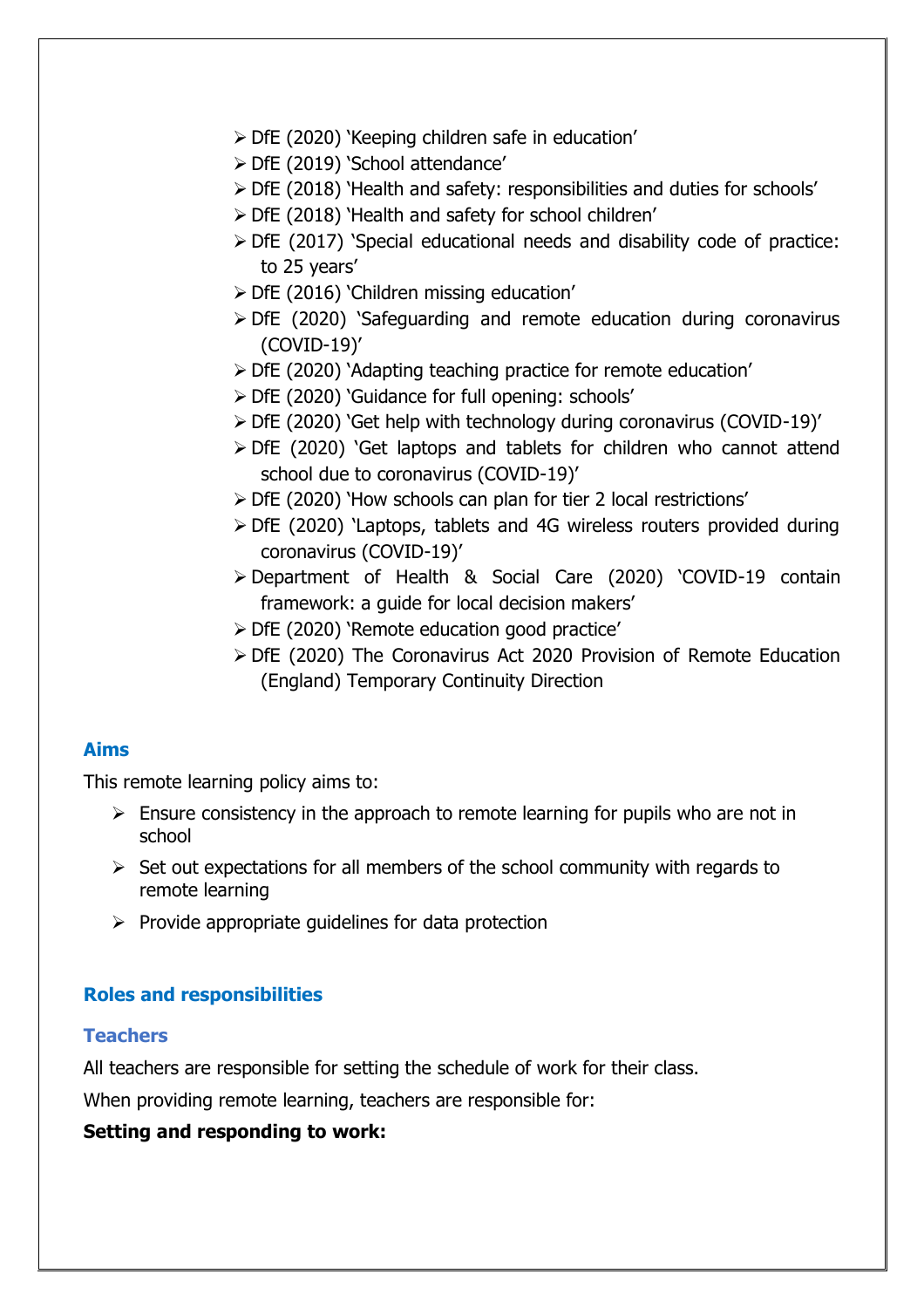- DfE (2020) 'Keeping children safe in education'
- DfE (2019) 'School attendance'
- DfE (2018) 'Health and safety: responsibilities and duties for schools'
- DfE (2018) 'Health and safety for school children'
- DfE (2017) 'Special educational needs and disability code of practice: to 25 years'
- DfE (2016) 'Children missing education'
- DfE (2020) 'Safeguarding and remote education during coronavirus (COVID-19)'
- DfE (2020) 'Adapting teaching practice for remote education'
- DfE (2020) 'Guidance for full opening: schools'
- DfE (2020) 'Get help with technology during coronavirus (COVID-19)'
- DfE (2020) 'Get laptops and tablets for children who cannot attend school due to coronavirus (COVID-19)'
- DfE (2020) 'How schools can plan for tier 2 local restrictions'
- DfE (2020) 'Laptops, tablets and 4G wireless routers provided during coronavirus (COVID-19)'
- Department of Health & Social Care (2020) 'COVID-19 contain framework: a guide for local decision makers'
- DfE (2020) 'Remote education good practice'
- DfE (2020) The Coronavirus Act 2020 Provision of Remote Education (England) Temporary Continuity Direction

## Aims

This remote learning policy aims to:

- Ensure consistency in the approach to remote learning for pupils who are not in school
- Set out expectations for all members of the school community with regards to remote learning
- Provide appropriate guidelines for data protection

## Roles and responsibilities

### Teachers

All teachers are responsible for setting the schedule of work for their class.

When providing remote learning, teachers are responsible for:

**Setting and responding to work:**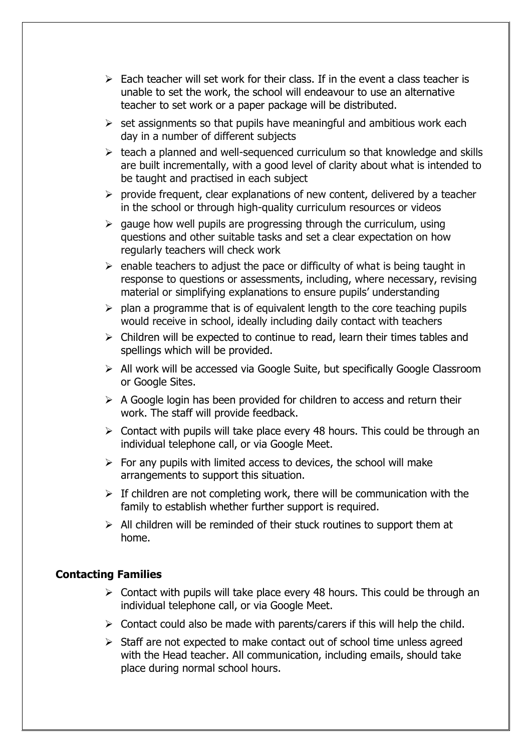- Each teacher will set work for their class. If in the event a class teacher is unable to set the work, the school will endeavour to use an alternative teacher to set work or a paper package will be distributed.
- set assignments so that pupils have meaningful and ambitious work each day in a number of different subjects
- teach a planned and well-sequenced curriculum so that knowledge and skills are built incrementally, with a good level of clarity about what is intended to be taught and practised in each subject
- provide frequent, clear explanations of new content, delivered by a teacher in the school or through high-quality curriculum resources or videos
- gauge how well pupils are progressing through the curriculum, using questions and other suitable tasks and set a clear expectation on how regularly teachers will check work
- enable teachers to adjust the pace or difficulty of what is being taught in response to questions or assessments, including, where necessary, revising material or simplifying explanations to ensure pupils' understanding
- plan a programme that is of equivalent length to the core teaching pupils would receive in school, ideally including daily contact with teachers
- Children will be expected to continue to read, learn their times tables and spellings which will be provided.
- All work will be accessed via Google Suite, but specifically Google Classroom or Google Sites.
- A Google login has been provided for children to access and return their work. The staff will provide feedback.
- Contact with pupils will take place every 48 hours. This could be through an individual telephone call, or via Google Meet.
- For any pupils with limited access to devices, the school will make arrangements to support this situation.
- If children are not completing work, there will be communication with the family to establish whether further support is required.
- All children will be reminded of their stuck routines to support them at home.

**Contacting Families**

- Contact with pupils will take place every 48 hours. This could be through an individual telephone call, or via Google Meet.
- Contact could also be made with parents/carers if this will help the child.
- Staff are not expected to make contact out of school time unless agreed with the Head teacher. All communication, including emails, should take place during normal school hours.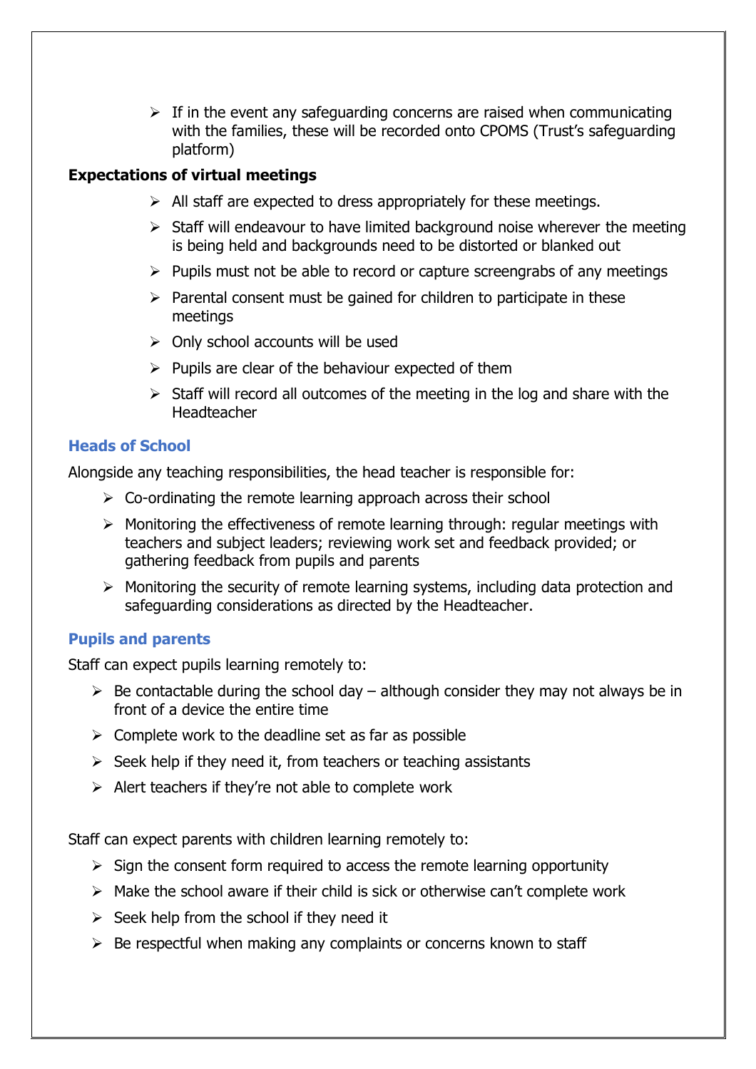- If in the event any safeguarding concerns are raised when communicating with the families, these will be recorded onto CPOMS (Trust's safeguarding platform)

**Expectations of virtual meetings**

- All staff are expected to dress appropriately for these meetings.
- Staff will endeavour to have limited background noise wherever the meeting is being held and backgrounds need to be distorted or blanked out
- Pupils must not be able to record or capture screengrabs of any meetings
- Parental consent must be gained for children to participate in these meetings
- Only school accounts will be used
- Pupils are clear of the behaviour expected of them
- Staff will record all outcomes of the meeting in the log and share with the Headteacher

### Heads of School

Alongside any teaching responsibilities, the head teacher is responsible for:

- Co-ordinating the remote learning approach across their school
- Monitoring the effectiveness of remote learning through: regular meetings with teachers and subject leaders; reviewing work set and feedback provided; or gathering feedback from pupils and parents
- Monitoring the security of remote learning systems, including data protection and safeguarding considerations as directed by the Headteacher.

### Pupils and parents

Staff can expect pupils learning remotely to:

- Be contactable during the school day – although consider they may not always be in front of a device the entire time
- Complete work to the deadline set as far as possible
- Seek help if they need it, from teachers or teaching assistants
- Alert teachers if they're not able to complete work

Staff can expect parents with children learning remotely to:

- Sign the consent form required to access the remote learning opportunity
- Make the school aware if their child is sick or otherwise can't complete work
- Seek help from the school if they need it
- Be respectful when making any complaints or concerns known to staff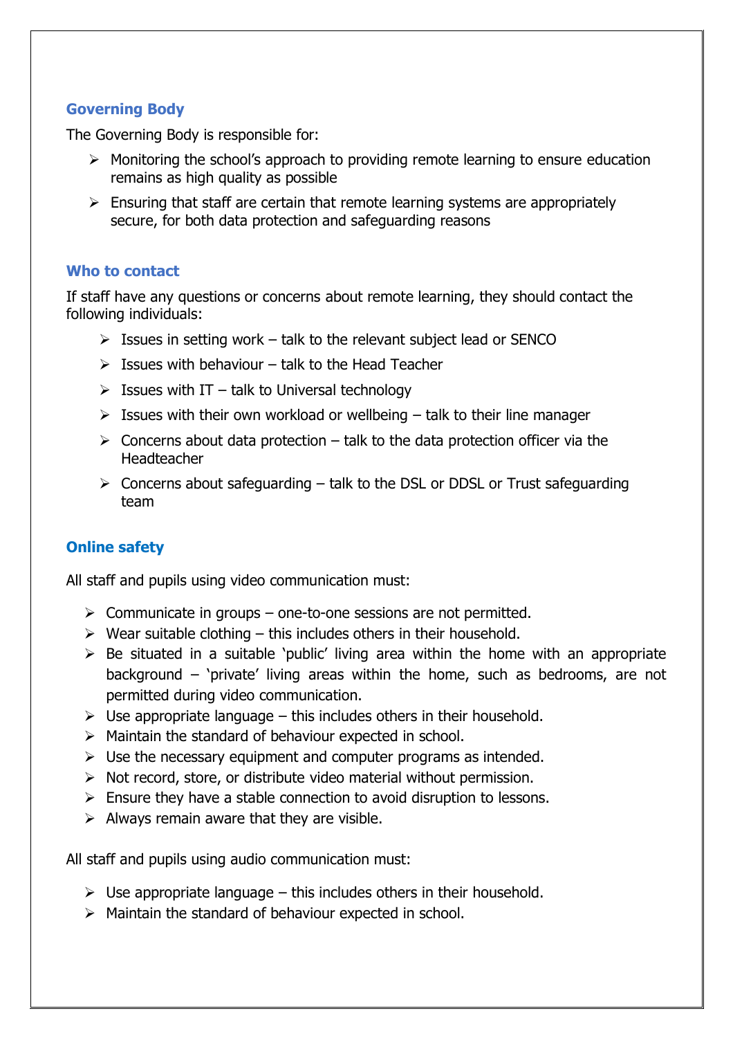### Governing Body

The Governing Body is responsible for:

- Monitoring the school's approach to providing remote learning to ensure education remains as high quality as possible
- Ensuring that staff are certain that remote learning systems are appropriately secure, for both data protection and safeguarding reasons

### Who to contact

If staff have any questions or concerns about remote learning, they should contact the following individuals:

- Issues in setting work – talk to the relevant subject lead or SENCO
- Issues with behaviour – talk to the Head Teacher
- Issues with IT – talk to Universal technology
- Issues with their own workload or wellbeing – talk to their line manager
- Concerns about data protection – talk to the data protection officer via the Headteacher
- Concerns about safeguarding – talk to the DSL or DDSL or Trust safeguarding team

### Online safety

All staff and pupils using video communication must:

- Communicate in groups – one-to-one sessions are not permitted.
- Wear suitable clothing – this includes others in their household.
- Be situated in a suitable 'public' living area within the home with an appropriate background – 'private' living areas within the home, such as bedrooms, are not permitted during video communication.
- Use appropriate language – this includes others in their household.
- Maintain the standard of behaviour expected in school.
- Use the necessary equipment and computer programs as intended.
- Not record, store, or distribute video material without permission.
- Ensure they have a stable connection to avoid disruption to lessons.
- Always remain aware that they are visible.

All staff and pupils using audio communication must:

- Use appropriate language – this includes others in their household.
- Maintain the standard of behaviour expected in school.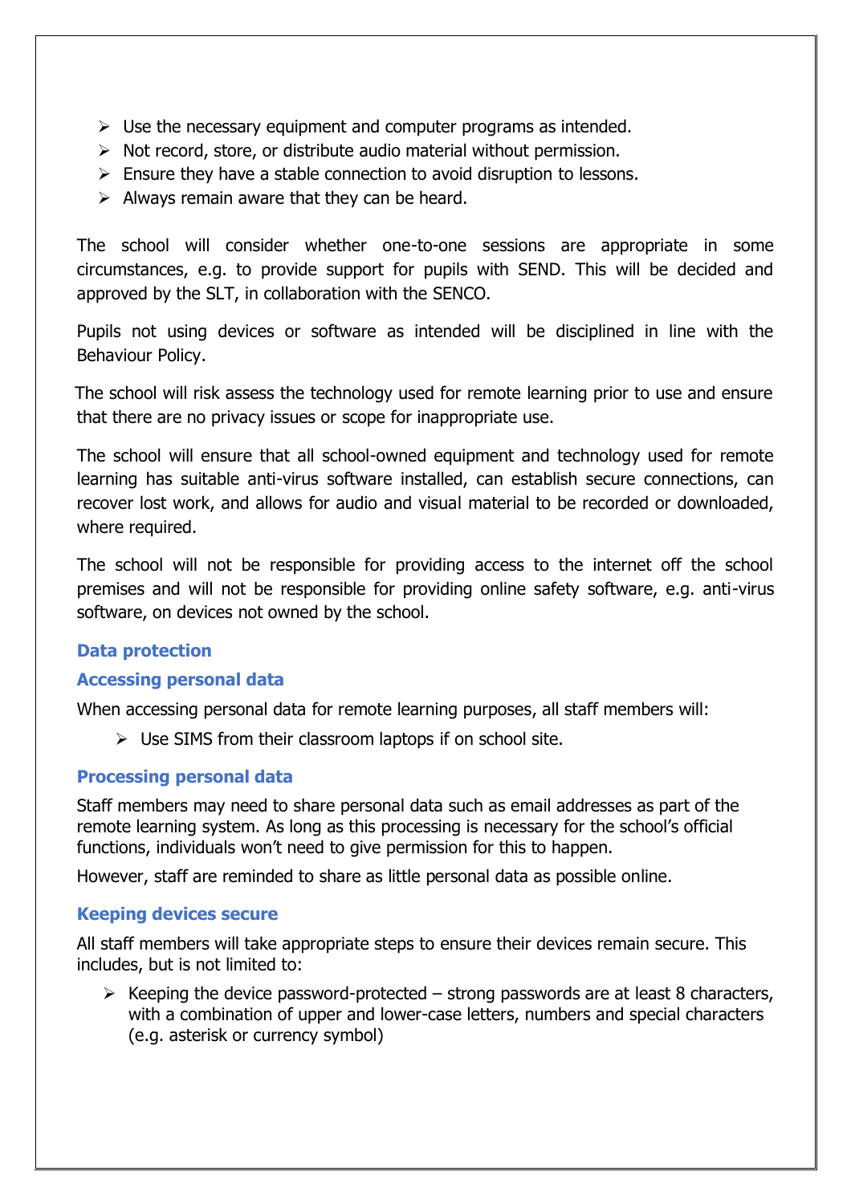- Use the necessary equipment and computer programs as intended.
- Not record, store, or distribute audio material without permission.
- Ensure they have a stable connection to avoid disruption to lessons.
- Always remain aware that they can be heard.

The school will consider whether one-to-one sessions are appropriate in some circumstances, e.g. to provide support for pupils with SEND. This will be decided and approved by the SLT, in collaboration with the SENCO.

Pupils not using devices or software as intended will be disciplined in line with the Behaviour Policy.

The school will risk assess the technology used for remote learning prior to use and ensure that there are no privacy issues or scope for inappropriate use.

The school will ensure that all school-owned equipment and technology used for remote learning has suitable anti-virus software installed, can establish secure connections, can recover lost work, and allows for audio and visual material to be recorded or downloaded, where required.

The school will not be responsible for providing access to the internet off the school premises and will not be responsible for providing online safety software, e.g. anti-virus software, on devices not owned by the school.

### Data protection

#### Accessing personal data

When accessing personal data for remote learning purposes, all staff members will:

- Use SIMS from their classroom laptops if on school site.

#### Processing personal data

Staff members may need to share personal data such as email addresses as part of the remote learning system. As long as this processing is necessary for the school's official functions, individuals won't need to give permission for this to happen.

However, staff are reminded to share as little personal data as possible online.

#### Keeping devices secure

All staff members will take appropriate steps to ensure their devices remain secure. This includes, but is not limited to:

- Keeping the device password-protected – strong passwords are at least 8 characters, with a combination of upper and lower-case letters, numbers and special characters (e.g. asterisk or currency symbol)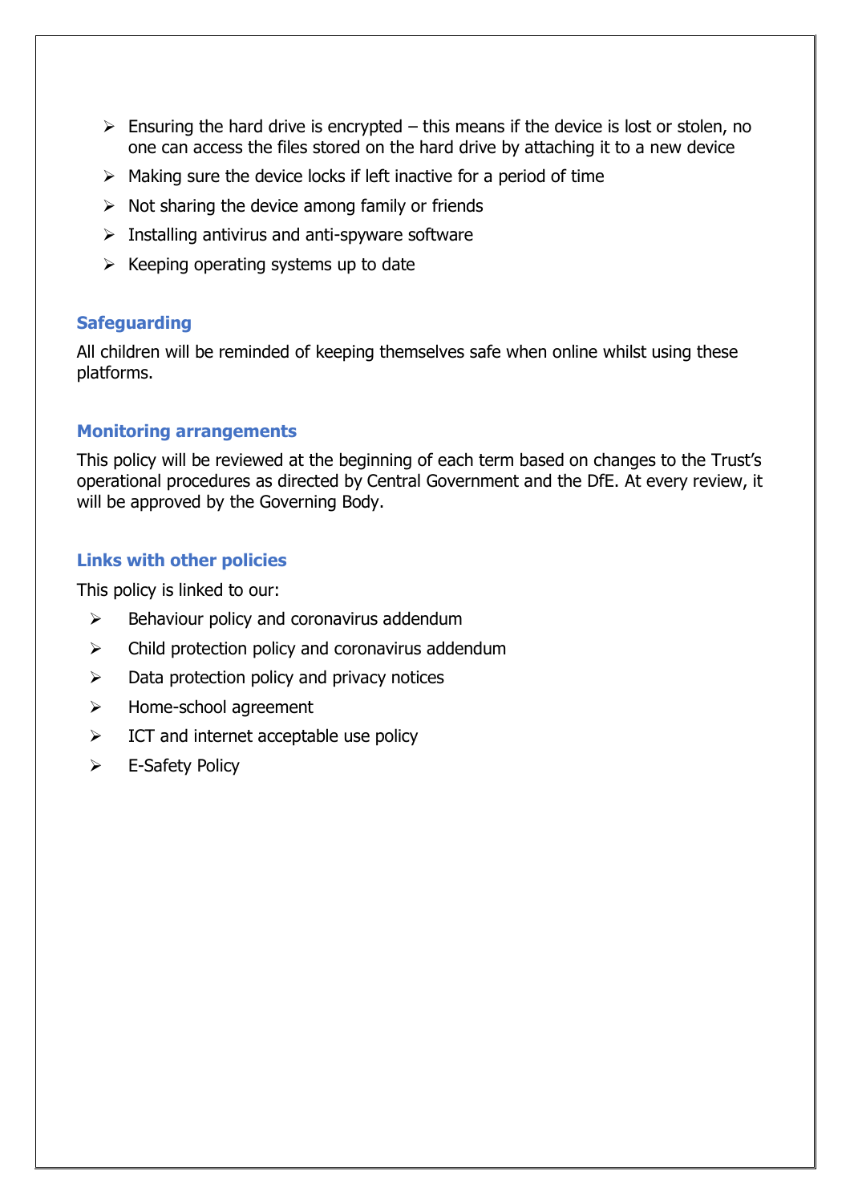- Ensuring the hard drive is encrypted – this means if the device is lost or stolen, no one can access the files stored on the hard drive by attaching it to a new device
- Making sure the device locks if left inactive for a period of time
- Not sharing the device among family or friends
- Installing antivirus and anti-spyware software
- Keeping operating systems up to date

### Safeguarding

All children will be reminded of keeping themselves safe when online whilst using these platforms.

### Monitoring arrangements

This policy will be reviewed at the beginning of each term based on changes to the Trust's operational procedures as directed by Central Government and the DfE. At every review, it will be approved by the Governing Body.

### Links with other policies

This policy is linked to our:

- Behaviour policy and coronavirus addendum
- Child protection policy and coronavirus addendum
- Data protection policy and privacy notices
- Home-school agreement
- ICT and internet acceptable use policy
- E-Safety Policy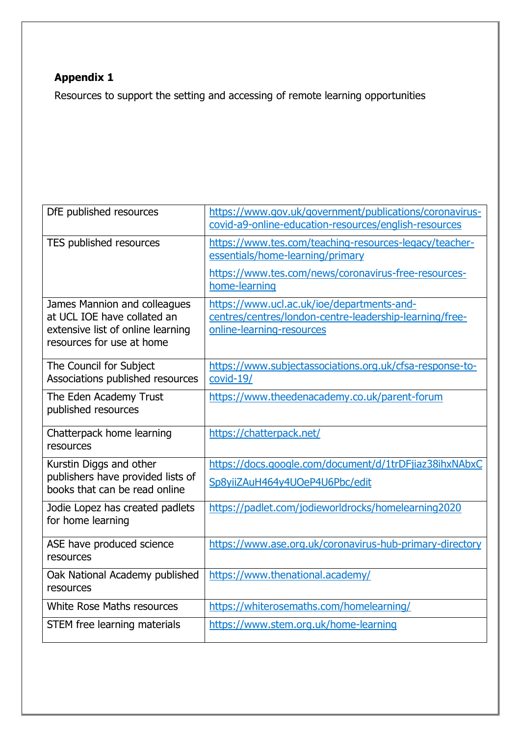**Appendix 1**

Resources to support the setting and accessing of remote learning opportunities

| | |
|---|---|
| DfE published resources | https://www.gov.uk/government/publications/coronavirus-covid-a9-online-education-resources/english-resources |
| TES published resources | https://www.tes.com/teaching-resources-legacy/teacher-essentials/home-learning/primary<br>https://www.tes.com/news/coronavirus-free-resources-home-learning |
| James Mannion and colleagues at UCL IOE have collated an extensive list of online learning resources for use at home | https://www.ucl.ac.uk/ioe/departments-and-centres/centres/london-centre-leadership-learning/free-online-learning-resources |
| The Council for Subject Associations published resources | https://www.subjectassociations.org.uk/cfsa-response-to-covid-19/ |
| The Eden Academy Trust published resources | https://www.theedenacademy.co.uk/parent-forum |
| Chatterpack home learning resources | https://chatterpack.net/ |
| Kurstin Diggs and other publishers have provided lists of books that can be read online | https://docs.google.com/document/d/1trDFjiaz38ihxNAbxCSp8yiiZAuH464y4UOeP4U6Pbc/edit |
| Jodie Lopez has created padlets for home learning | https://padlet.com/jodieworldrocks/homelearning2020 |
| ASE have produced science resources | https://www.ase.org.uk/coronavirus-hub-primary-directory |
| Oak National Academy published resources | https://www.thenational.academy/ |
| White Rose Maths resources | https://whiterosemaths.com/homelearning/ |
| STEM free learning materials | https://www.stem.org.uk/home-learning |